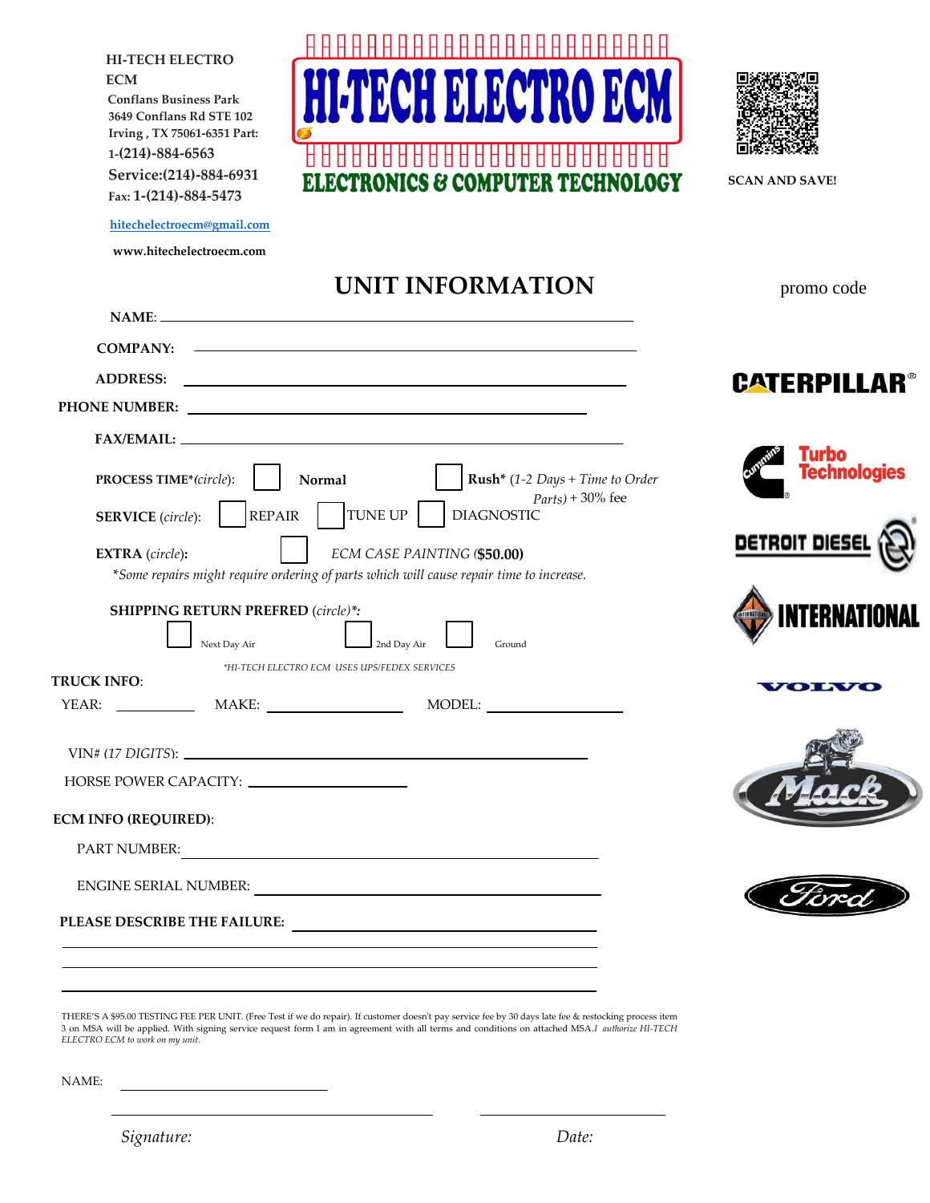**HI-TECH ELECTRO ECM**
Conflans Business Park
3649 Conflans Rd STE 102
Irving , TX 75061-6351 Part: 1-(214)-884-6563
Service:(214)-884-6931
Fax: 1-(214)-884-5473

hitechelectroecm@gmail.com

www.hitechelectroecm.com

# HI-TECH ELECTRO ECM

**ELECTRONICS & COMPUTER TECHNOLOGY**

SCAN AND SAVE!

## UNIT INFORMATION

promo code

**NAME:** ______________________________

**COMPANY:** ______________________________

**ADDRESS:** ______________________________

**PHONE NUMBER:** ______________________________

**FAX/EMAIL:** ______________________________

**PROCESS TIME\***(*circle*): ☐ **Normal** ☐ **Rush\*** (*1-2 Days + Time to Order Parts)* + 30% fee

**SERVICE** (*circle*): ☐ REPAIR ☐ TUNE UP ☐ DIAGNOSTIC

**EXTRA** (*circle*)**:** ☐ *ECM CASE PAINTING* (**$50.00**)

*\*Some repairs might require ordering of parts which will cause repair time to increase.*

**SHIPPING RETURN PREFRED** (*circle*)*\*:*

☐ Next Day Air ☐ 2nd Day Air ☐ Ground

*\*HI-TECH ELECTRO ECM USES UPS/FEDEX SERVICES*

**TRUCK INFO**:

YEAR: __________ MAKE: ______________ MODEL: ______________

VIN# *(17 DIGITS)*: ______________________________

HORSE POWER CAPACITY: ______________

**ECM INFO (REQUIRED)**:

PART NUMBER: ______________________________

ENGINE SERIAL NUMBER: ______________________________

**PLEASE DESCRIBE THE FAILURE:** ______________________________

CATERPILLAR® | Cummins Turbo Technologies | DETROIT DIESEL | INTERNATIONAL | VOLVO | Mack | Ford

THERE'S A $95.00 TESTING FEE PER UNIT. (Free Test if we do repair). If customer doesn't pay service fee by 30 days late fee & restocking process item 3 on MSA will be applied. With signing service request form I am in agreement with all terms and conditions on attached MSA.*I authorize HI-TECH ELECTRO ECM to work on my unit.*

NAME: ______________

______________________ ______________

*Signature:* *Date:*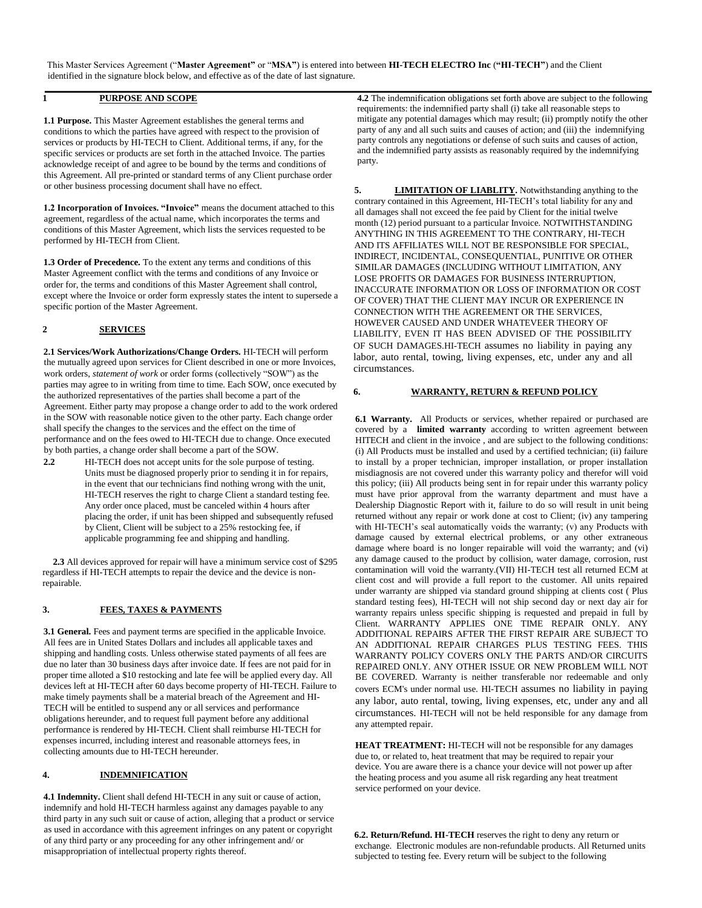This Master Services Agreement ("**Master Agreement"** or "**MSA"**) is entered into between **HI-TECH ELECTRO Inc** (**"HI-TECH"**) and the Client identified in the signature block below, and effective as of the date of last signature.

## 1 PURPOSE AND SCOPE

**1.1 Purpose.** This Master Agreement establishes the general terms and conditions to which the parties have agreed with respect to the provision of services or products by HI-TECH to Client. Additional terms, if any, for the specific services or products are set forth in the attached Invoice. The parties acknowledge receipt of and agree to be bound by the terms and conditions of this Agreement. All pre-printed or standard terms of any Client purchase order or other business processing document shall have no effect.

**1.2 Incorporation of Invoices. "Invoice"** means the document attached to this agreement, regardless of the actual name, which incorporates the terms and conditions of this Master Agreement, which lists the services requested to be performed by HI-TECH from Client.

**1.3 Order of Precedence.** To the extent any terms and conditions of this Master Agreement conflict with the terms and conditions of any Invoice or order for, the terms and conditions of this Master Agreement shall control, except where the Invoice or order form expressly states the intent to supersede a specific portion of the Master Agreement.

## 2 SERVICES

**2.1 Services/Work Authorizations/Change Orders.** HI-TECH will perform the mutually agreed upon services for Client described in one or more Invoices, work orders, *statement of work* or order forms (collectively "SOW") as the parties may agree to in writing from time to time. Each SOW, once executed by the authorized representatives of the parties shall become a part of the Agreement. Either party may propose a change order to add to the work ordered in the SOW with reasonable notice given to the other party. Each change order shall specify the changes to the services and the effect on the time of performance and on the fees owed to HI-TECH due to change. Once executed by both parties, a change order shall become a part of the SOW.

**2.2** HI-TECH does not accept units for the sole purpose of testing. Units must be diagnosed properly prior to sending it in for repairs, in the event that our technicians find nothing wrong with the unit, HI-TECH reserves the right to charge Client a standard testing fee. Any order once placed, must be canceled within 4 hours after placing the order, if unit has been shipped and subsequently refused by Client, Client will be subject to a 25% restocking fee, if applicable programming fee and shipping and handling.

**2.3** All devices approved for repair will have a minimum service cost of $295 regardless if HI-TECH attempts to repair the device and the device is non-repairable.

## 3. FEES, TAXES & PAYMENTS

**3.1 General.** Fees and payment terms are specified in the applicable Invoice. All fees are in United States Dollars and includes all applicable taxes and shipping and handling costs. Unless otherwise stated payments of all fees are due no later than 30 business days after invoice date. If fees are not paid for in proper time alloted a $10 restocking and late fee will be applied every day. All devices left at HI-TECH after 60 days become property of HI-TECH. Failure to make timely payments shall be a material breach of the Agreement and HI-TECH will be entitled to suspend any or all services and performance obligations hereunder, and to request full payment before any additional performance is rendered by HI-TECH. Client shall reimburse HI-TECH for expenses incurred, including interest and reasonable attorneys fees, in collecting amounts due to HI-TECH hereunder.

## 4. INDEMNIFICATION

**4.1 Indemnity.** Client shall defend HI-TECH in any suit or cause of action, indemnify and hold HI-TECH harmless against any damages payable to any third party in any such suit or cause of action, alleging that a product or service as used in accordance with this agreement infringes on any patent or copyright of any third party or any proceeding for any other infringement and/ or misappropriation of intellectual property rights thereof.

**4.2** The indemnification obligations set forth above are subject to the following requirements: the indemnified party shall (i) take all reasonable steps to mitigate any potential damages which may result; (ii) promptly notify the other party of any and all such suits and causes of action; and (iii) the indemnifying party controls any negotiations or defense of such suits and causes of action, and the indemnified party assists as reasonably required by the indemnifying party.

## 5. LIMITATION OF LIABLITY.

Notwithstanding anything to the contrary contained in this Agreement, HI-TECH's total liability for any and all damages shall not exceed the fee paid by Client for the initial twelve month (12) period pursuant to a particular Invoice. NOTWITHSTANDING ANYTHING IN THIS AGREEMENT TO THE CONTRARY, HI-TECH AND ITS AFFILIATES WILL NOT BE RESPONSIBLE FOR SPECIAL, INDIRECT, INCIDENTAL, CONSEQUENTIAL, PUNITIVE OR OTHER SIMILAR DAMAGES (INCLUDING WITHOUT LIMITATION, ANY LOSE PROFITS OR DAMAGES FOR BUSINESS INTERRUPTION, INACCURATE INFORMATION OR LOSS OF INFORMATION OR COST OF COVER) THAT THE CLIENT MAY INCUR OR EXPERIENCE IN CONNECTION WITH THE AGREEMENT OR THE SERVICES, HOWEVER CAUSED AND UNDER WHATEVEER THEORY OF LIABILITY, EVEN IT HAS BEEN ADVISED OF THE POSSIBILITY OF SUCH DAMAGES.HI-TECH assumes no liability in paying any labor, auto rental, towing, living expenses, etc, under any and all circumstances.

## 6. WARRANTY, RETURN & REFUND POLICY

**6.1 Warranty.** All Products or services, whether repaired or purchased are covered by a **limited warranty** according to written agreement between HITECH and client in the invoice , and are subject to the following conditions: (i) All Products must be installed and used by a certified technician; (ii) failure to install by a proper technician, improper installation, or proper installation misdiagnosis are not covered under this warranty policy and therefor will void this policy; (iii) All products being sent in for repair under this warranty policy must have prior approval from the warranty department and must have a Dealership Diagnostic Report with it, failure to do so will result in unit being returned without any repair or work done at cost to Client; (iv) any tampering with HI-TECH's seal automatically voids the warranty; (v) any Products with damage caused by external electrical problems, or any other extraneous damage where board is no longer repairable will void the warranty; and (vi) any damage caused to the product by collision, water damage, corrosion, rust contamination will void the warranty.(VII) HI-TECH test all returned ECM at client cost and will provide a full report to the customer. All units repaired under warranty are shipped via standard ground shipping at clients cost ( Plus standard testing fees), HI-TECH will not ship second day or next day air for warranty repairs unless specific shipping is requested and prepaid in full by Client. WARRANTY APPLIES ONE TIME REPAIR ONLY. ANY ADDITIONAL REPAIRS AFTER THE FIRST REPAIR ARE SUBJECT TO AN ADDITIONAL REPAIR CHARGES PLUS TESTING FEES. THIS WARRANTY POLICY COVERS ONLY THE PARTS AND/OR CIRCUITS REPAIRED ONLY. ANY OTHER ISSUE OR NEW PROBLEM WILL NOT BE COVERED. Warranty is neither transferable nor redeemable and only covers ECM's under normal use. HI-TECH assumes no liability in paying any labor, auto rental, towing, living expenses, etc, under any and all circumstances. HI-TECH will not be held responsible for any damage from any attempted repair.

**HEAT TREATMENT:** HI-TECH will not be responsible for any damages due to, or related to, heat treatment that may be required to repair your device. You are aware there is a chance your device will not power up after the heating process and you asume all risk regarding any heat treatment service performed on your device.

**6.2. Return/Refund. HI-TECH** reserves the right to deny any return or exchange. Electronic modules are non-refundable products. All Returned units subjected to testing fee. Every return will be subject to the following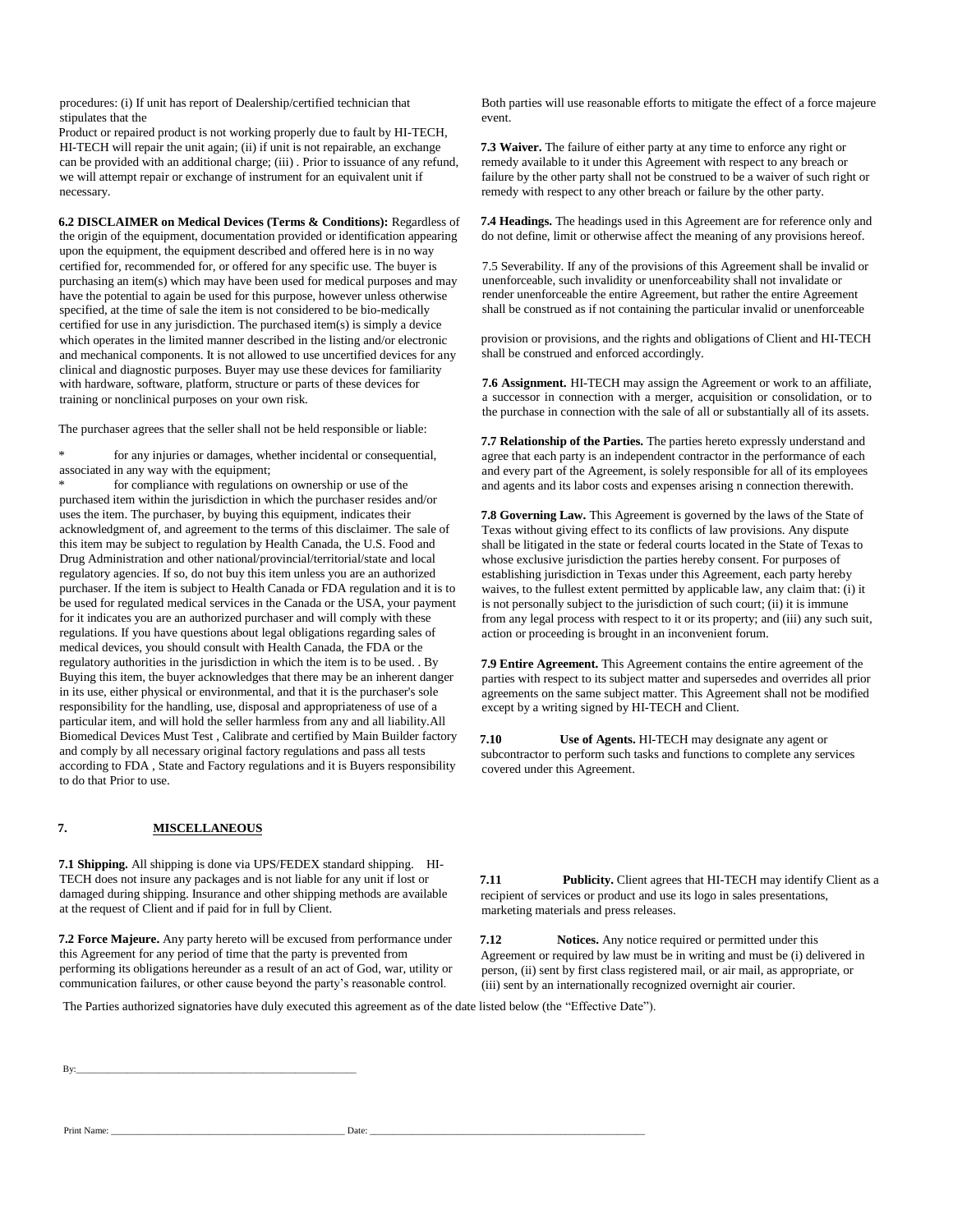procedures: (i) If unit has report of Dealership/certified technician that stipulates that the
Product or repaired product is not working properly due to fault by HI-TECH, HI-TECH will repair the unit again; (ii) if unit is not repairable, an exchange can be provided with an additional charge; (iii) . Prior to issuance of any refund, we will attempt repair or exchange of instrument for an equivalent unit if necessary.

**6.2 DISCLAIMER on Medical Devices (Terms & Conditions):** Regardless of the origin of the equipment, documentation provided or identification appearing upon the equipment, the equipment described and offered here is in no way certified for, recommended for, or offered for any specific use. The buyer is purchasing an item(s) which may have been used for medical purposes and may have the potential to again be used for this purpose, however unless otherwise specified, at the time of sale the item is not considered to be bio-medically certified for use in any jurisdiction. The purchased item(s) is simply a device which operates in the limited manner described in the listing and/or electronic and mechanical components. It is not allowed to use uncertified devices for any clinical and diagnostic purposes. Buyer may use these devices for familiarity with hardware, software, platform, structure or parts of these devices for training or nonclinical purposes on your own risk.

The purchaser agrees that the seller shall not be held responsible or liable:

* for any injuries or damages, whether incidental or consequential, associated in any way with the equipment;
* for compliance with regulations on ownership or use of the purchased item within the jurisdiction in which the purchaser resides and/or uses the item. The purchaser, by buying this equipment, indicates their acknowledgment of, and agreement to the terms of this disclaimer. The sale of this item may be subject to regulation by Health Canada, the U.S. Food and Drug Administration and other national/provincial/territorial/state and local regulatory agencies. If so, do not buy this item unless you are an authorized purchaser. If the item is subject to Health Canada or FDA regulation and it is to be used for regulated medical services in the Canada or the USA, your payment for it indicates you are an authorized purchaser and will comply with these regulations. If you have questions about legal obligations regarding sales of medical devices, you should consult with Health Canada, the FDA or the regulatory authorities in the jurisdiction in which the item is to be used. . By Buying this item, the buyer acknowledges that there may be an inherent danger in its use, either physical or environmental, and that it is the purchaser's sole responsibility for the handling, use, disposal and appropriateness of use of a particular item, and will hold the seller harmless from any and all liability.All Biomedical Devices Must Test , Calibrate and certified by Main Builder factory and comply by all necessary original factory regulations and pass all tests according to FDA , State and Factory regulations and it is Buyers responsibility to do that Prior to use.

## 7. MISCELLANEOUS

**7.1 Shipping.** All shipping is done via UPS/FEDEX standard shipping. HI-TECH does not insure any packages and is not liable for any unit if lost or damaged during shipping. Insurance and other shipping methods are available at the request of Client and if paid for in full by Client.

**7.2 Force Majeure.** Any party hereto will be excused from performance under this Agreement for any period of time that the party is prevented from performing its obligations hereunder as a result of an act of God, war, utility or communication failures, or other cause beyond the party's reasonable control. Both parties will use reasonable efforts to mitigate the effect of a force majeure event.

**7.3 Waiver.** The failure of either party at any time to enforce any right or remedy available to it under this Agreement with respect to any breach or failure by the other party shall not be construed to be a waiver of such right or remedy with respect to any other breach or failure by the other party.

**7.4 Headings.** The headings used in this Agreement are for reference only and do not define, limit or otherwise affect the meaning of any provisions hereof.

7.5 Severability. If any of the provisions of this Agreement shall be invalid or unenforceable, such invalidity or unenforceability shall not invalidate or render unenforceable the entire Agreement, but rather the entire Agreement shall be construed as if not containing the particular invalid or unenforceable provision or provisions, and the rights and obligations of Client and HI-TECH shall be construed and enforced accordingly.

**7.6 Assignment.** HI-TECH may assign the Agreement or work to an affiliate, a successor in connection with a merger, acquisition or consolidation, or to the purchase in connection with the sale of all or substantially all of its assets.

**7.7 Relationship of the Parties.** The parties hereto expressly understand and agree that each party is an independent contractor in the performance of each and every part of the Agreement, is solely responsible for all of its employees and agents and its labor costs and expenses arising n connection therewith.

**7.8 Governing Law.** This Agreement is governed by the laws of the State of Texas without giving effect to its conflicts of law provisions. Any dispute shall be litigated in the state or federal courts located in the State of Texas to whose exclusive jurisdiction the parties hereby consent. For purposes of establishing jurisdiction in Texas under this Agreement, each party hereby waives, to the fullest extent permitted by applicable law, any claim that: (i) it is not personally subject to the jurisdiction of such court; (ii) it is immune from any legal process with respect to it or its property; and (iii) any such suit, action or proceeding is brought in an inconvenient forum.

**7.9 Entire Agreement.** This Agreement contains the entire agreement of the parties with respect to its subject matter and supersedes and overrides all prior agreements on the same subject matter. This Agreement shall not be modified except by a writing signed by HI-TECH and Client.

**7.10 Use of Agents.** HI-TECH may designate any agent or subcontractor to perform such tasks and functions to complete any services covered under this Agreement.

**7.11 Publicity.** Client agrees that HI-TECH may identify Client as a recipient of services or product and use its logo in sales presentations, marketing materials and press releases.

**7.12 Notices.** Any notice required or permitted under this Agreement or required by law must be in writing and must be (i) delivered in person, (ii) sent by first class registered mail, or air mail, as appropriate, or (iii) sent by an internationally recognized overnight air courier.

The Parties authorized signatories have duly executed this agreement as of the date listed below (the "Effective Date").

By:\_\_\_\_\_\_\_\_\_\_\_\_\_\_\_\_\_\_\_\_\_\_\_\_\_\_\_\_\_\_\_\_\_\_\_\_\_\_\_\_\_\_\_\_\_\_\_\_

Print Name: \_\_\_\_\_\_\_\_\_\_\_\_\_\_\_\_\_\_\_\_\_\_\_\_\_\_\_\_\_\_\_\_\_\_\_\_\_\_\_\_ Date: \_\_\_\_\_\_\_\_\_\_\_\_\_\_\_\_\_\_\_\_\_\_\_\_\_\_\_\_\_\_\_\_\_\_\_\_\_\_\_\_\_\_\_\_\_\_